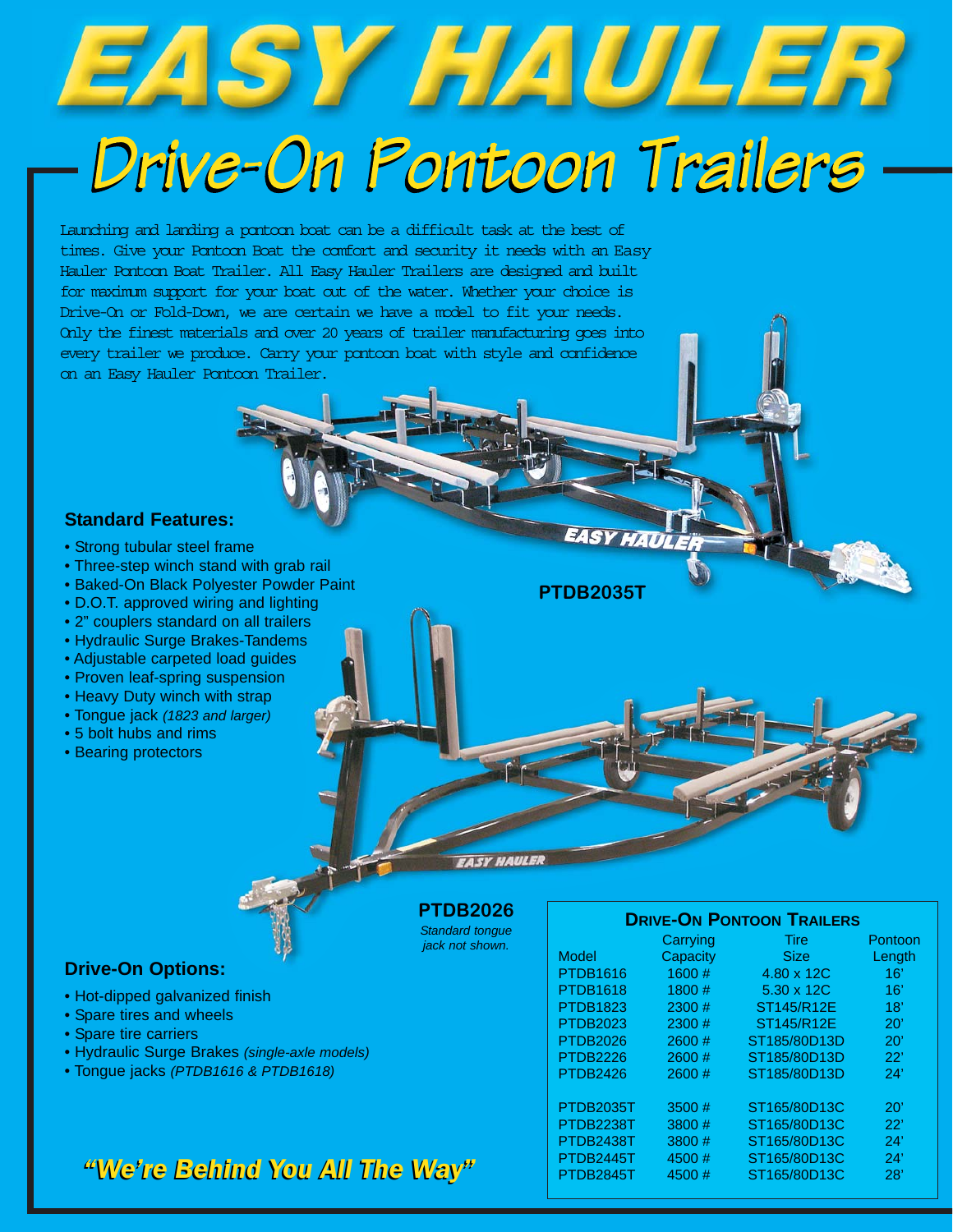# EASY HAULER

## Drive-On Pontoon Trailers

Launching and landing a pontoon boat can be a difficult task at the best of times. Give your Pontoon Boat the comfort and security it needs with an Easy Hauler Pontoon Boat Trailer. All Easy Hauler Trailers are designed and built for maximum support for your boat out of the water. Whether your choice is Drive-On or Fold-Down, we are certain we have a model to fit your needs. Only the finest materials and over 20 years of trailer manufacturing goes into every trailer we produce. Carry your pontoon boat with style and confidence on an Easy Hauler Pontoon Trailer.

### Standard Features:

- Strong tubular steel frame
- Three-step winch stand with grab rail
- Baked-On Black Polyester Powder Paint
- D.O.T. approved wiring and lighting
- 2" couplers standard on all trailers
- Hydraulic Surge Brakes-Tandems
- Adjustable carpeted load guides
- Proven leaf-spring suspension
- Heavy Duty winch with strap
- Tongue jack *(1823 and larger)*
- 5 bolt hubs and rims
- Bearing protectors

**PTDB2035T**

**PTDB2026**

*Standard tongue jack not shown.*

### Drive-On Options:

- Hot-dipped galvanized finish
- Spare tires and wheels
- Spare tire carriers
- Hydraulic Surge Brakes *(single-axle models)*
- Tongue jacks *(PTDB1616 & PTDB1618)*

***"We're Behind You All The Way"***

**Drive-On Pontoon Trailers**

| Model | Carrying Capacity | Tire Size | Pontoon Length |
|---|---|---|---|
| PTDB1616 | 1600 # | 4.80 x 12C | 16' |
| PTDB1618 | 1800 # | 5.30 x 12C | 16' |
| PTDB1823 | 2300 # | ST145/R12E | 18' |
| PTDB2023 | 2300 # | ST145/R12E | 20' |
| PTDB2026 | 2600 # | ST185/80D13D | 20' |
| PTDB2226 | 2600 # | ST185/80D13D | 22' |
| PTDB2426 | 2600 # | ST185/80D13D | 24' |
| PTDB2035T | 3500 # | ST165/80D13C | 20' |
| PTDB2238T | 3800 # | ST165/80D13C | 22' |
| PTDB2438T | 3800 # | ST165/80D13C | 24' |
| PTDB2445T | 4500 # | ST165/80D13C | 24' |
| PTDB2845T | 4500 # | ST165/80D13C | 28' |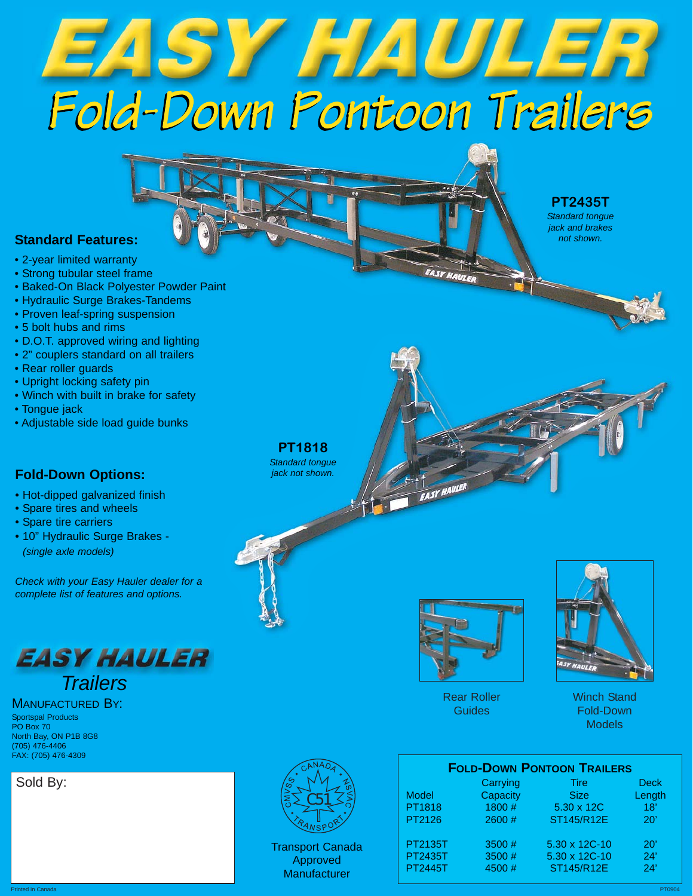# EASY HAULER

## Fold-Down Pontoon Trailers

**PT2435T**

*Standard tongue jack and brakes not shown.*

### Standard Features:

- 2-year limited warranty
- Strong tubular steel frame
- Baked-On Black Polyester Powder Paint
- Hydraulic Surge Brakes-Tandems
- Proven leaf-spring suspension
- 5 bolt hubs and rims
- D.O.T. approved wiring and lighting
- 2" couplers standard on all trailers
- Rear roller guards
- Upright locking safety pin
- Winch with built in brake for safety
- Tongue jack
- Adjustable side load guide bunks

**PT1818**

*Standard tongue jack not shown.*

### Fold-Down Options:

- Hot-dipped galvanized finish
- Spare tires and wheels
- Spare tire carriers
- 10" Hydraulic Surge Brakes - *(single axle models)*

*Check with your Easy Hauler dealer for a complete list of features and options.*

Rear Roller Guides

Winch Stand Fold-Down Models

**EASY HAULER**
*Trailers*

MANUFACTURED BY:

Sportspal Products
PO Box 70
North Bay, ON P1B 8G8
(705) 476-4406
FAX: (705) 476-4309

Sold By:

CANADA · NSVAC · TRANSPORT · CMVSS
C51

Transport Canada Approved Manufacturer

**FOLD-DOWN PONTOON TRAILERS**

| Model | Carrying Capacity | Tire Size | Deck Length |
|---|---|---|---|
| PT1818 | 1800 # | 5.30 x 12C | 18' |
| PT2126 | 2600 # | ST145/R12E | 20' |
| PT2135T | 3500 # | 5.30 x 12C-10 | 20' |
| PT2435T | 3500 # | 5.30 x 12C-10 | 24' |
| PT2445T | 4500 # | ST145/R12E | 24' |

Printed in Canada

PT0904